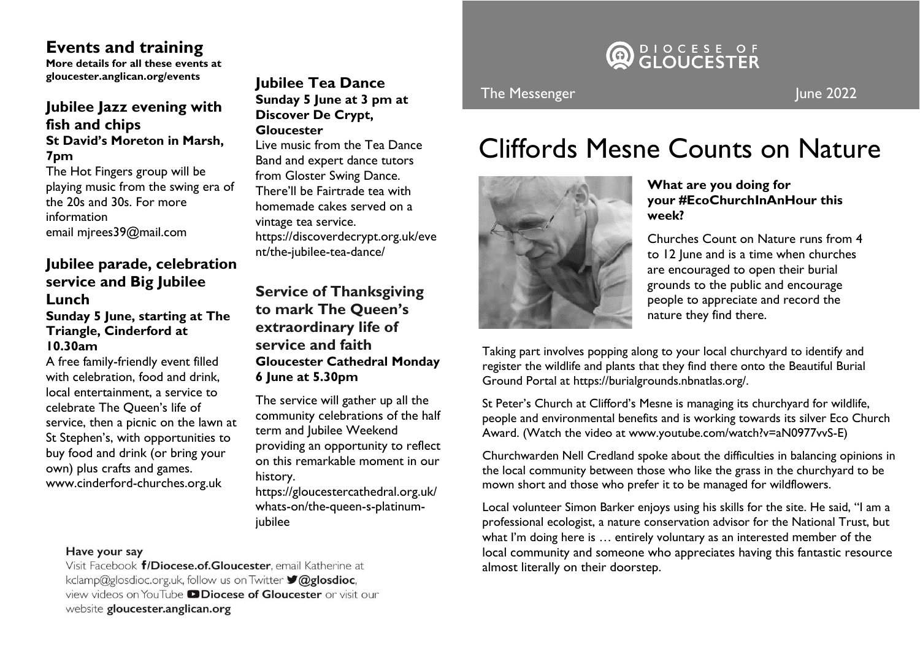## Events and training

**More details for all these events at gloucester.anglican.org/events**

### Jubilee Jazz evening with fish and chips

**St David's Moreton in Marsh, 7pm**

The Hot Fingers group will be playing music from the swing era of the 20s and 30s. For more information email mjrees39@mail.com

### Jubilee parade, celebration service and Big Jubilee Lunch

**Sunday 5 June, starting at The Triangle, Cinderford at 10.30am**

A free family-friendly event filled with celebration, food and drink, local entertainment, a service to celebrate The Queen's life of service, then a picnic on the lawn at St Stephen's, with opportunities to buy food and drink (or bring your own) plus crafts and games. www.cinderford-churches.org.uk

### Jubilee Tea Dance

**Sunday 5 June at 3 pm at Discover De Crypt, Gloucester**

Live music from the Tea Dance Band and expert dance tutors from Gloster Swing Dance. There'll be Fairtrade tea with homemade cakes served on a vintage tea service. https://discoverdecrypt.org.uk/event/the-jubilee-tea-dance/

### Service of Thanksgiving to mark The Queen's extraordinary life of service and faith

**Gloucester Cathedral Monday 6 June at 5.30pm**

The service will gather up all the community celebrations of the half term and Jubilee Weekend providing an opportunity to reflect on this remarkable moment in our history. https://gloucestercathedral.org.uk/whats-on/the-queen-s-platinum-jubilee

**Have your say**

Visit Facebook **/Diocese.of.Gloucester**, email Katherine at kclamp@glosdioc.org.uk, follow us on Twitter **@glosdioc**, view videos on YouTube **Diocese of Gloucester** or visit our website **gloucester.anglican.org**

DIOCESE OF GLOUCESTER

The Messenger — June 2022

# Cliffords Mesne Counts on Nature

**What are you doing for your #EcoChurchInAnHour this week?**

Churches Count on Nature runs from 4 to 12 June and is a time when churches are encouraged to open their burial grounds to the public and encourage people to appreciate and record the nature they find there.

Taking part involves popping along to your local churchyard to identify and register the wildlife and plants that they find there onto the Beautiful Burial Ground Portal at https://burialgrounds.nbnatlas.org/.

St Peter's Church at Clifford's Mesne is managing its churchyard for wildlife, people and environmental benefits and is working towards its silver Eco Church Award. (Watch the video at www.youtube.com/watch?v=aN0977vvS-E)

Churchwarden Nell Credland spoke about the difficulties in balancing opinions in the local community between those who like the grass in the churchyard to be mown short and those who prefer it to be managed for wildflowers.

Local volunteer Simon Barker enjoys using his skills for the site. He said, "I am a professional ecologist, a nature conservation advisor for the National Trust, but what I'm doing here is … entirely voluntary as an interested member of the local community and someone who appreciates having this fantastic resource almost literally on their doorstep.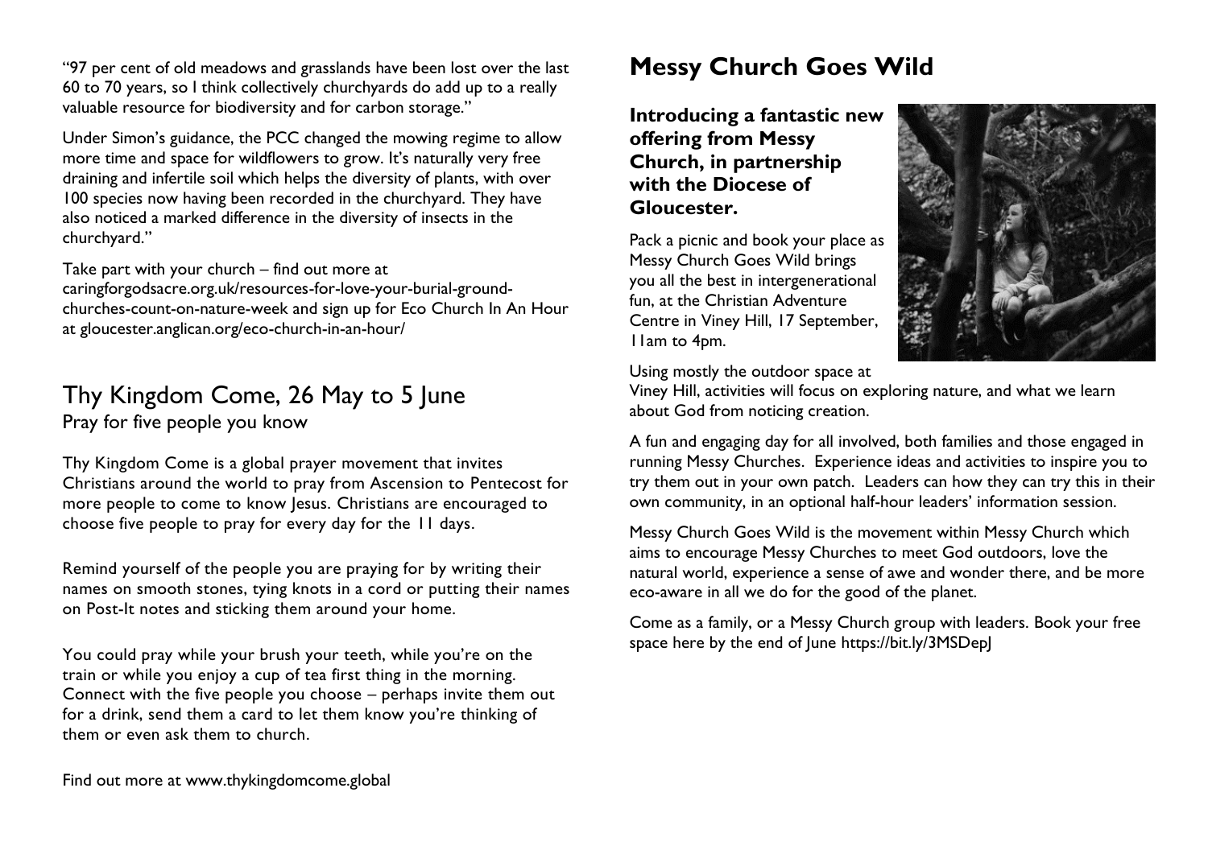"97 per cent of old meadows and grasslands have been lost over the last 60 to 70 years, so I think collectively churchyards do add up to a really valuable resource for biodiversity and for carbon storage."

Under Simon's guidance, the PCC changed the mowing regime to allow more time and space for wildflowers to grow. It's naturally very free draining and infertile soil which helps the diversity of plants, with over 100 species now having been recorded in the churchyard. They have also noticed a marked difference in the diversity of insects in the churchyard."

Take part with your church – find out more at caringforgodsacre.org.uk/resources-for-love-your-burial-ground-churches-count-on-nature-week and sign up for Eco Church In An Hour at gloucester.anglican.org/eco-church-in-an-hour/

## Thy Kingdom Come, 26 May to 5 June

Pray for five people you know

Thy Kingdom Come is a global prayer movement that invites Christians around the world to pray from Ascension to Pentecost for more people to come to know Jesus. Christians are encouraged to choose five people to pray for every day for the 11 days.

Remind yourself of the people you are praying for by writing their names on smooth stones, tying knots in a cord or putting their names on Post-It notes and sticking them around your home.

You could pray while your brush your teeth, while you're on the train or while you enjoy a cup of tea first thing in the morning. Connect with the five people you choose – perhaps invite them out for a drink, send them a card to let them know you're thinking of them or even ask them to church.

Find out more at www.thykingdomcome.global

# Messy Church Goes Wild

**Introducing a fantastic new offering from Messy Church, in partnership with the Diocese of Gloucester.**

Pack a picnic and book your place as Messy Church Goes Wild brings you all the best in intergenerational fun, at the Christian Adventure Centre in Viney Hill, 17 September, 11am to 4pm.

Using mostly the outdoor space at Viney Hill, activities will focus on exploring nature, and what we learn about God from noticing creation.

A fun and engaging day for all involved, both families and those engaged in running Messy Churches. Experience ideas and activities to inspire you to try them out in your own patch. Leaders can how they can try this in their own community, in an optional half-hour leaders' information session.

Messy Church Goes Wild is the movement within Messy Church which aims to encourage Messy Churches to meet God outdoors, love the natural world, experience a sense of awe and wonder there, and be more eco-aware in all we do for the good of the planet.

Come as a family, or a Messy Church group with leaders. Book your free space here by the end of June https://bit.ly/3MSDepJ